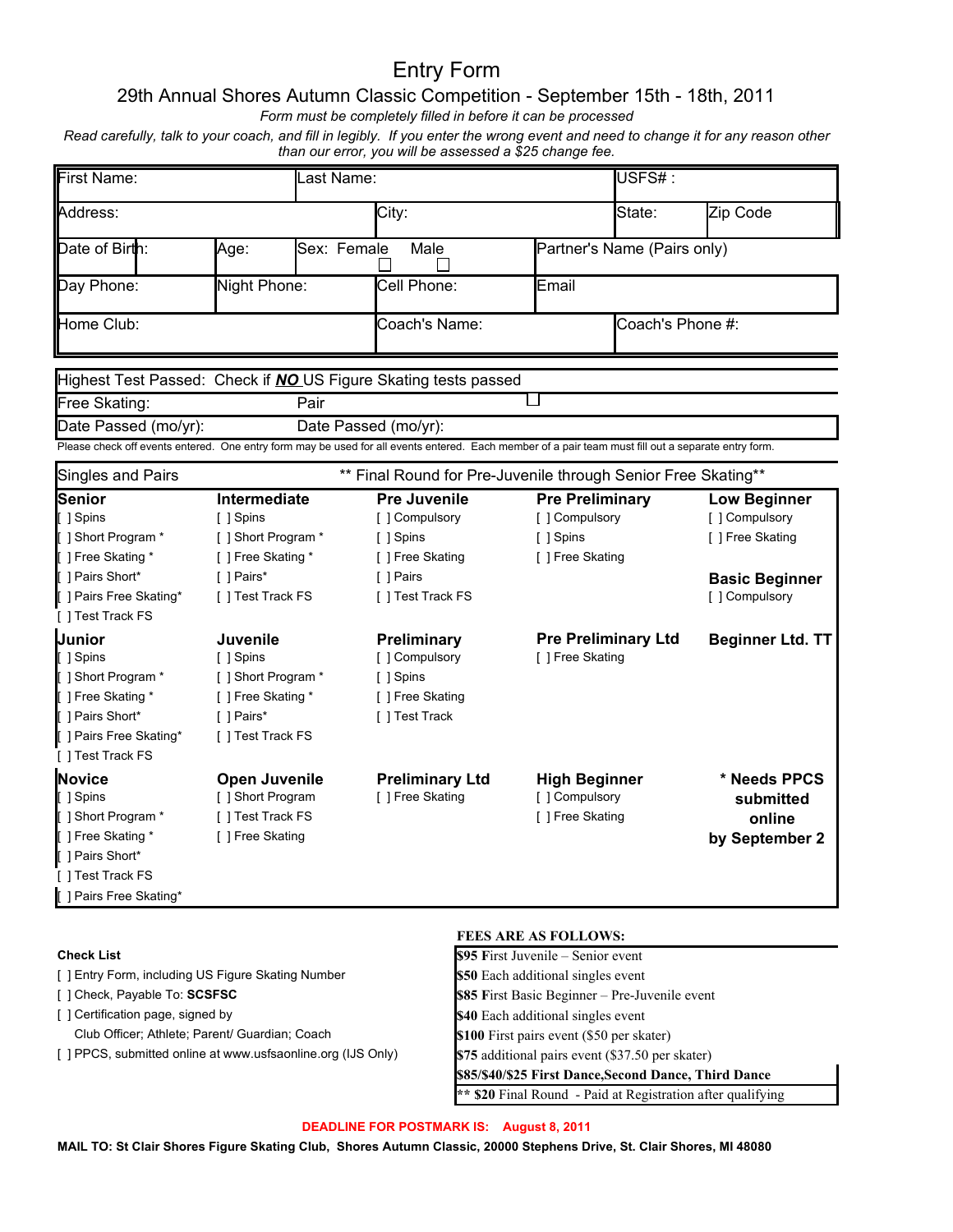# Entry Form

## 29th Annual Shores Autumn Classic Competition - September 15th - 18th, 2011

*Form must be completely filled in before it can be processed*

*Read carefully, talk to your coach, and fill in legibly. If you enter the wrong event and need to change it for any reason other than our error, you will be assessed a $25 change fee.*

| First Name: | | Last Name: | | | USFS# : | |
|---|---|---|---|---|---|---|
| Address: | | | City: | | State: | Zip Code |
| Date of Birth: | Age: | Sex: Female ☐ Male ☐ | | Partner's Name (Pairs only) | | |
| Day Phone: | Night Phone: | | Cell Phone: | Email | | |
| Home Club: | | | Coach's Name: | | Coach's Phone #: | |

| Highest Test Passed: Check if ***NO*** US Figure Skating tests passed ☐ | |
|---|---|
| Free Skating: | Pair |
| Date Passed (mo/yr): | Date Passed (mo/yr): |

Please check off events entered. One entry form may be used for all events entered. Each member of a pair team must fill out a separate entry form.

**Singles and Pairs** — ** Final Round for Pre-Juvenile through Senior Free Skating**

**Senior**
- [ ] Spins
- [ ] Short Program *
- [ ] Free Skating *
- [ ] Pairs Short*
- [ ] Pairs Free Skating*
- [ ] Test Track FS

**Junior**
- [ ] Spins
- [ ] Short Program *
- [ ] Free Skating *
- [ ] Pairs Short*
- [ ] Pairs Free Skating*
- [ ] Test Track FS

**Novice**
- [ ] Spins
- [ ] Short Program *
- [ ] Free Skating *
- [ ] Pairs Short*
- [ ] Test Track FS
- [ ] Pairs Free Skating*

**Intermediate**
- [ ] Spins
- [ ] Short Program *
- [ ] Free Skating *
- [ ] Pairs*
- [ ] Test Track FS

**Juvenile**
- [ ] Spins
- [ ] Short Program *
- [ ] Free Skating *
- [ ] Pairs*
- [ ] Test Track FS

**Open Juvenile**
- [ ] Short Program
- [ ] Test Track FS
- [ ] Free Skating

**Pre Juvenile**
- [ ] Compulsory
- [ ] Spins
- [ ] Free Skating
- [ ] Pairs
- [ ] Test Track FS

**Preliminary**
- [ ] Compulsory
- [ ] Spins
- [ ] Free Skating
- [ ] Test Track

**Preliminary Ltd**
- [ ] Free Skating

**Pre Preliminary**
- [ ] Compulsory
- [ ] Spins
- [ ] Free Skating

**Pre Preliminary Ltd**
- [ ] Free Skating

**High Beginner**
- [ ] Compulsory
- [ ] Free Skating

**Low Beginner**
- [ ] Compulsory
- [ ] Free Skating

**Basic Beginner**
- [ ] Compulsory

**Beginner Ltd. TT**

**\* Needs PPCS submitted online by September 2**

**Check List**
- [ ] Entry Form, including US Figure Skating Number
- [ ] Check, Payable To: **SCSFSC**
- [ ] Certification page, signed by Club Officer; Athlete; Parent/ Guardian; Coach
- [ ] PPCS, submitted online at www.usfsaonline.org (IJS Only)

**FEES ARE AS FOLLOWS:**

| |
|---|
| **$95** First Juvenile – Senior event |
| **$50** Each additional singles event |
| **$85** First Basic Beginner – Pre-Juvenile event |
| **$40** Each additional singles event |
| **$100** First pairs event ($50 per skater) |
| **$75** additional pairs event ($37.50 per skater) |
| **$85/$40/$25 First Dance,Second Dance, Third Dance** |
| ** **$20** Final Round - Paid at Registration after qualifying |

**DEADLINE FOR POSTMARK IS: August 8, 2011**

**MAIL TO: St Clair Shores Figure Skating Club, Shores Autumn Classic, 20000 Stephens Drive, St. Clair Shores, MI 48080**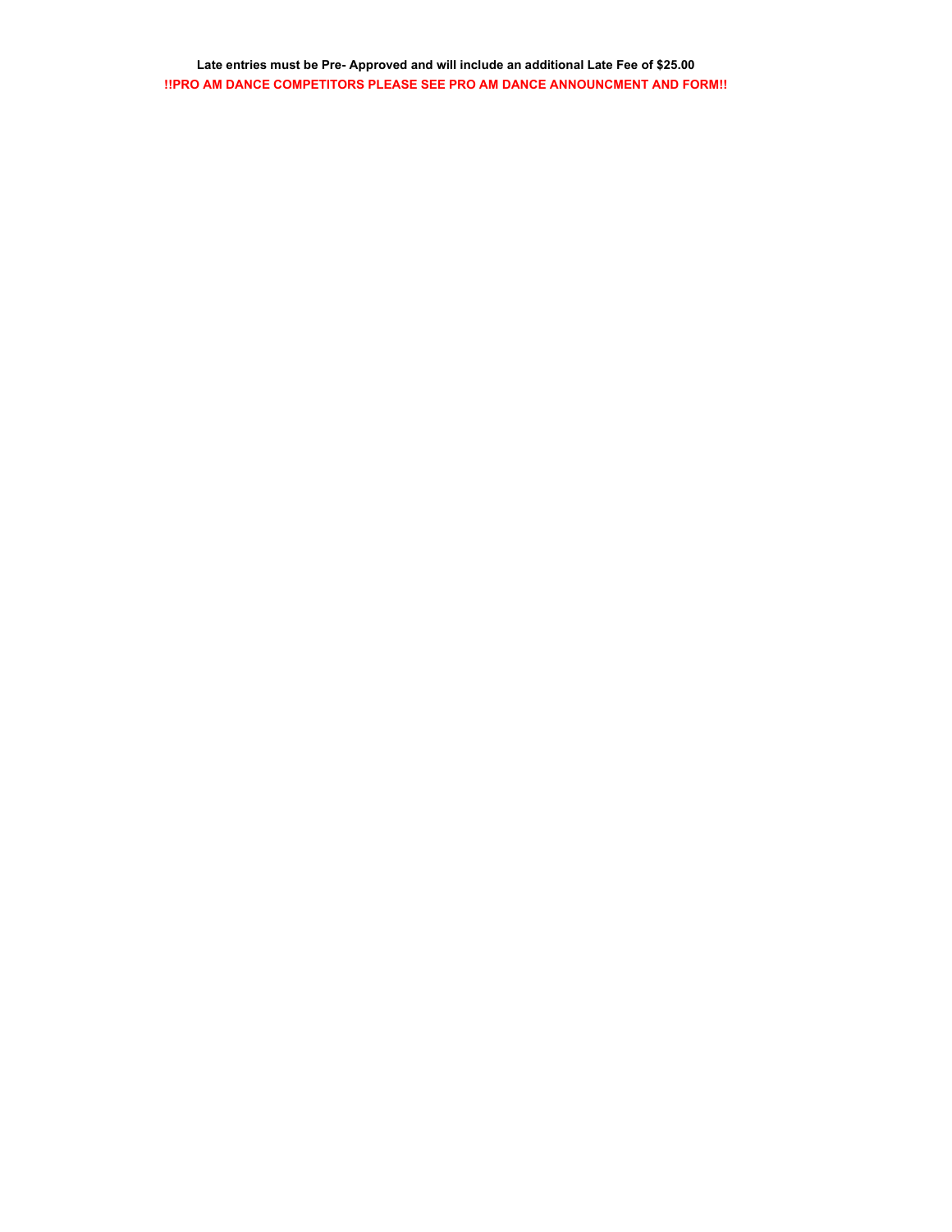**Late entries must be Pre- Approved and will include an additional Late Fee of $25.00**

**!!PRO AM DANCE COMPETITORS PLEASE SEE PRO AM DANCE ANNOUNCMENT AND FORM!!**